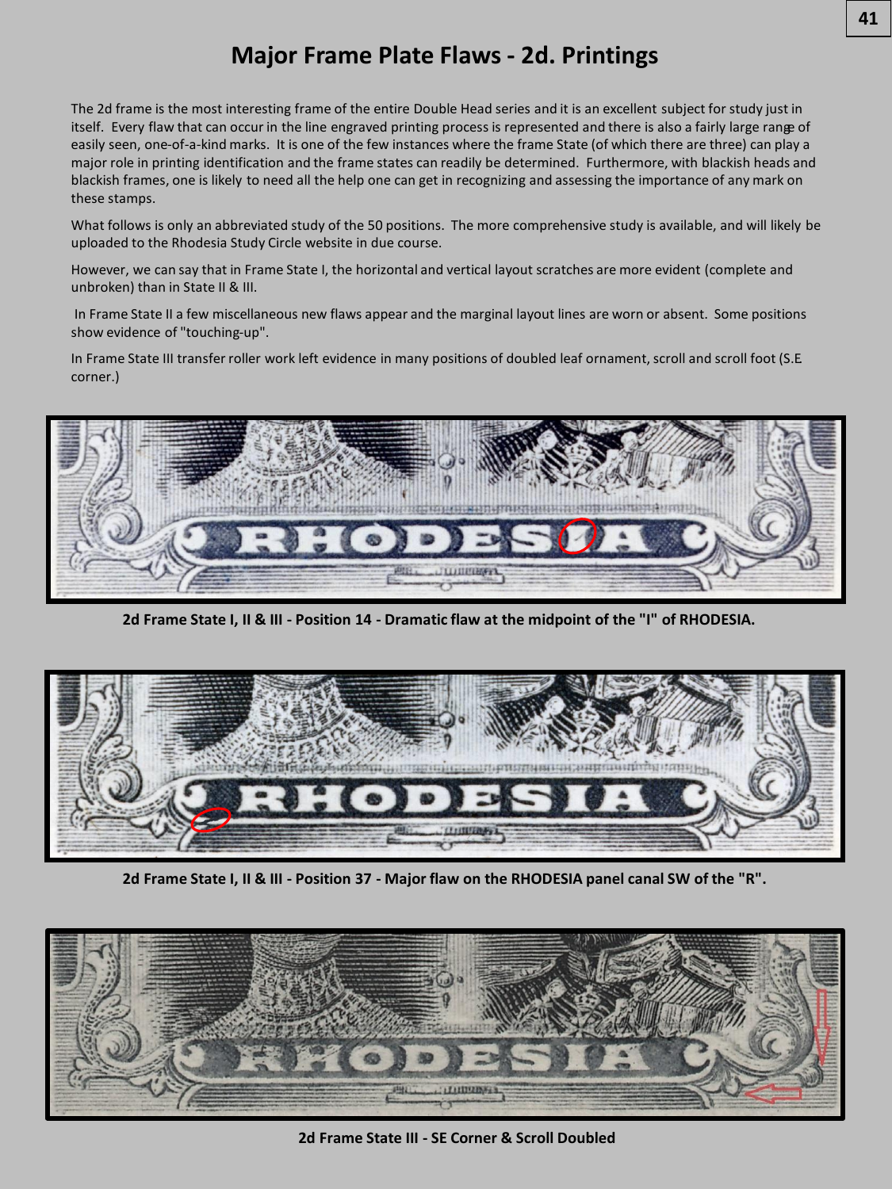# Major Frame Plate Flaws - 2d. Printings

The 2d frame is the most interesting frame of the entire Double Head series and it is an excellent subject for study just in itself. Every flaw that can occur in the line engraved printing process is represented and there is also a fairly large range of easily seen, one-of-a-kind marks. It is one of the few instances where the frame State (of which there are three) can play a major role in printing identification and the frame states can readily be determined. Furthermore, with blackish heads and blackish frames, one is likely to need all the help one can get in recognizing and assessing the importance of any mark on these stamps.

What follows is only an abbreviated study of the 50 positions. The more comprehensive study is available, and will likely be uploaded to the Rhodesia Study Circle website in due course.

However, we can say that in Frame State I, the horizontal and vertical layout scratches are more evident (complete and unbroken) than in State II & III.

In Frame State II a few miscellaneous new flaws appear and the marginal layout lines are worn or absent. Some positions show evidence of "touching-up".

In Frame State III transfer roller work left evidence in many positions of doubled leaf ornament, scroll and scroll foot (S.E. corner.)

**2d Frame State I, II & III - Position 14 - Dramatic flaw at the midpoint of the "I" of RHODESIA.**

**2d Frame State I, II & III - Position 37 - Major flaw on the RHODESIA panel canal SW of the "R".**

**2d Frame State III - SE Corner & Scroll Doubled**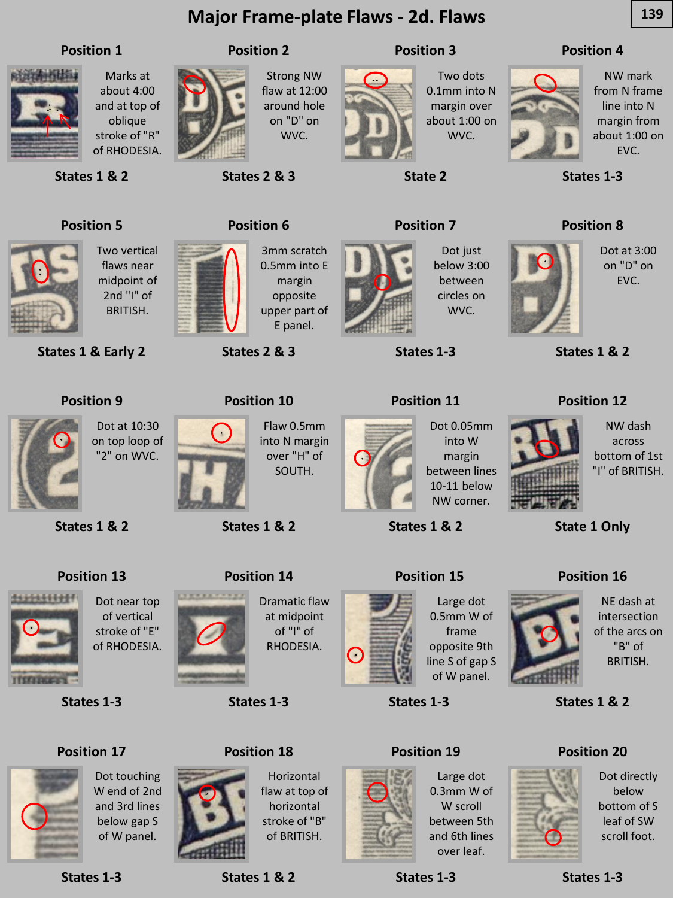# Major Frame-plate Flaws - 2d. Flaws

### Position 1

Marks at about 4:00 and at top of oblique stroke of "R" of RHODESIA.

**States 1 & 2**

### Position 2

Strong NW flaw at 12:00 around hole on "D" on WVC.

**States 2 & 3**

### Position 3

Two dots 0.1mm into N margin over about 1:00 on WVC.

**State 2**

### Position 4

NW mark from N frame line into N margin from about 1:00 on EVC.

**States 1-3**

### Position 5

Two vertical flaws near midpoint of 2nd "I" of BRITISH.

**States 1 & Early 2**

### Position 6

3mm scratch 0.5mm into E margin opposite upper part of E panel.

**States 2 & 3**

### Position 7

Dot just below 3:00 between circles on WVC.

**States 1-3**

### Position 8

Dot at 3:00 on "D" on EVC.

**States 1 & 2**

### Position 9

Dot at 10:30 on top loop of "2" on WVC.

**States 1 & 2**

### Position 10

Flaw 0.5mm into N margin over "H" of SOUTH.

**States 1 & 2**

### Position 11

Dot 0.05mm into W margin between lines 10-11 below NW corner.

**States 1 & 2**

### Position 12

NW dash across bottom of 1st "I" of BRITISH.

**State 1 Only**

### Position 13

Dot near top of vertical stroke of "E" of RHODESIA.

**States 1-3**

### Position 14

Dramatic flaw at midpoint of "I" of RHODESIA.

**States 1-3**

### Position 15

Large dot 0.5mm W of frame opposite 9th line S of gap S of W panel.

**States 1-3**

### Position 16

NE dash at intersection of the arcs on "B" of BRITISH.

**States 1 & 2**

### Position 17

Dot touching W end of 2nd and 3rd lines below gap S of W panel.

**States 1-3**

### Position 18

Horizontal flaw at top of horizontal stroke of "B" of BRITISH.

**States 1 & 2**

### Position 19

Large dot 0.3mm W of W scroll between 5th and 6th lines over leaf.

**States 1-3**

### Position 20

Dot directly below bottom of S leaf of SW scroll foot.

**States 1-3**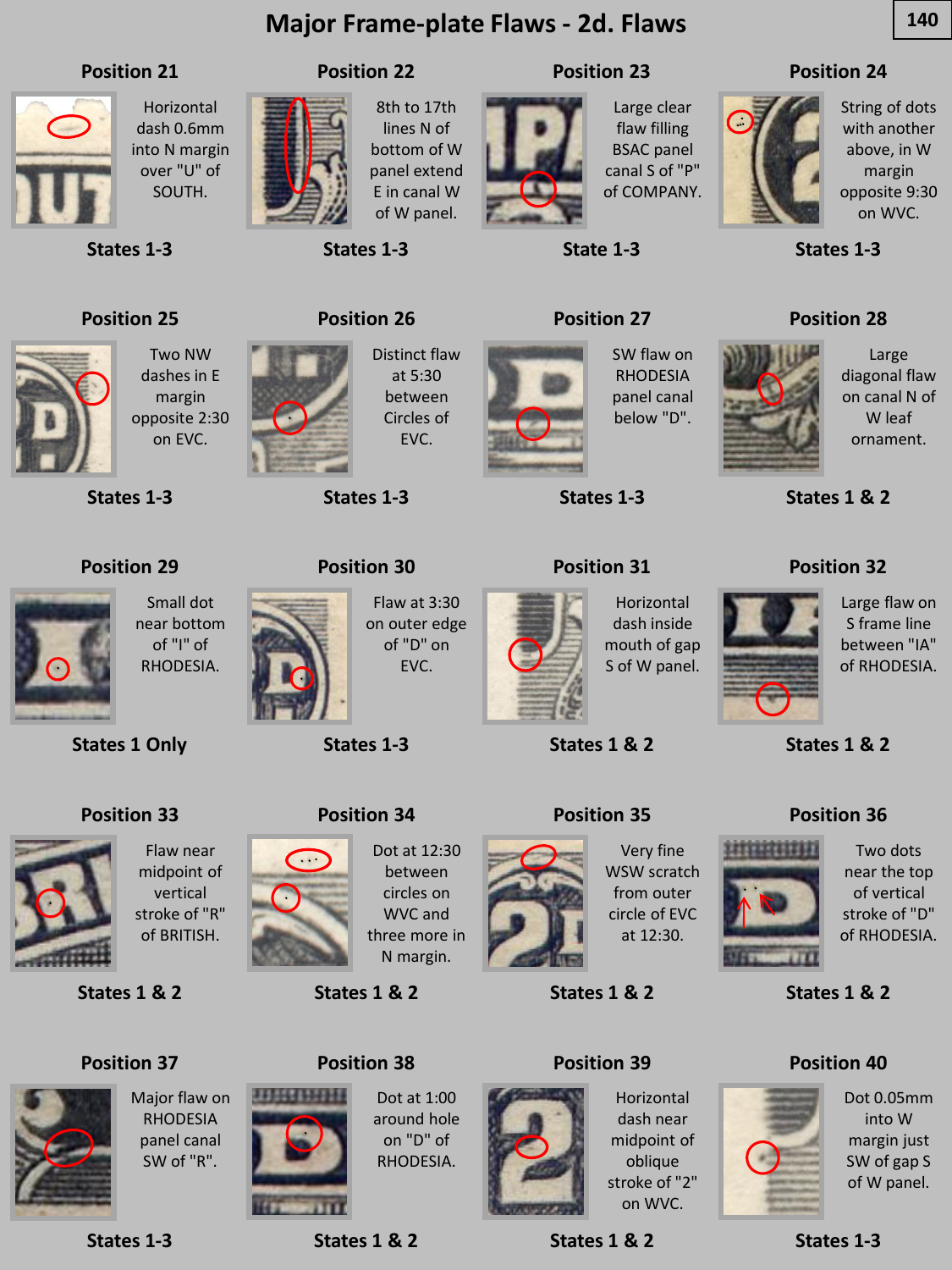# Major Frame-plate Flaws - 2d. Flaws

### Position 21

Horizontal dash 0.6mm into N margin over "U" of SOUTH.

**States 1-3**

### Position 22

8th to 17th lines N of bottom of W panel extend E in canal W of W panel.

**States 1-3**

### Position 23

Large clear flaw filling BSAC panel canal S of "P" of COMPANY.

**State 1-3**

### Position 24

String of dots with another above, in W margin opposite 9:30 on WVC.

**States 1-3**

### Position 25

Two NW dashes in E margin opposite 2:30 on EVC.

**States 1-3**

### Position 26

Distinct flaw at 5:30 between Circles of EVC.

**States 1-3**

### Position 27

SW flaw on RHODESIA panel canal below "D".

**States 1-3**

### Position 28

Large diagonal flaw on canal N of W leaf ornament.

**States 1 & 2**

### Position 29

Small dot near bottom of "I" of RHODESIA.

**States 1 Only**

### Position 30

Flaw at 3:30 on outer edge of "D" on EVC.

**States 1-3**

### Position 31

Horizontal dash inside mouth of gap S of W panel.

**States 1 & 2**

### Position 32

Large flaw on S frame line between "IA" of RHODESIA.

**States 1 & 2**

### Position 33

Flaw near midpoint of vertical stroke of "R" of BRITISH.

**States 1 & 2**

### Position 34

Dot at 12:30 between circles on WVC and three more in N margin.

**States 1 & 2**

### Position 35

Very fine WSW scratch from outer circle of EVC at 12:30.

**States 1 & 2**

### Position 36

Two dots near the top of vertical stroke of "D" of RHODESIA.

**States 1 & 2**

### Position 37

Major flaw on RHODESIA panel canal SW of "R".

**States 1-3**

### Position 38

Dot at 1:00 around hole on "D" of RHODESIA.

**States 1 & 2**

### Position 39

Horizontal dash near midpoint of oblique stroke of "2" on WVC.

**States 1 & 2**

### Position 40

Dot 0.05mm into W margin just SW of gap S of W panel.

**States 1-3**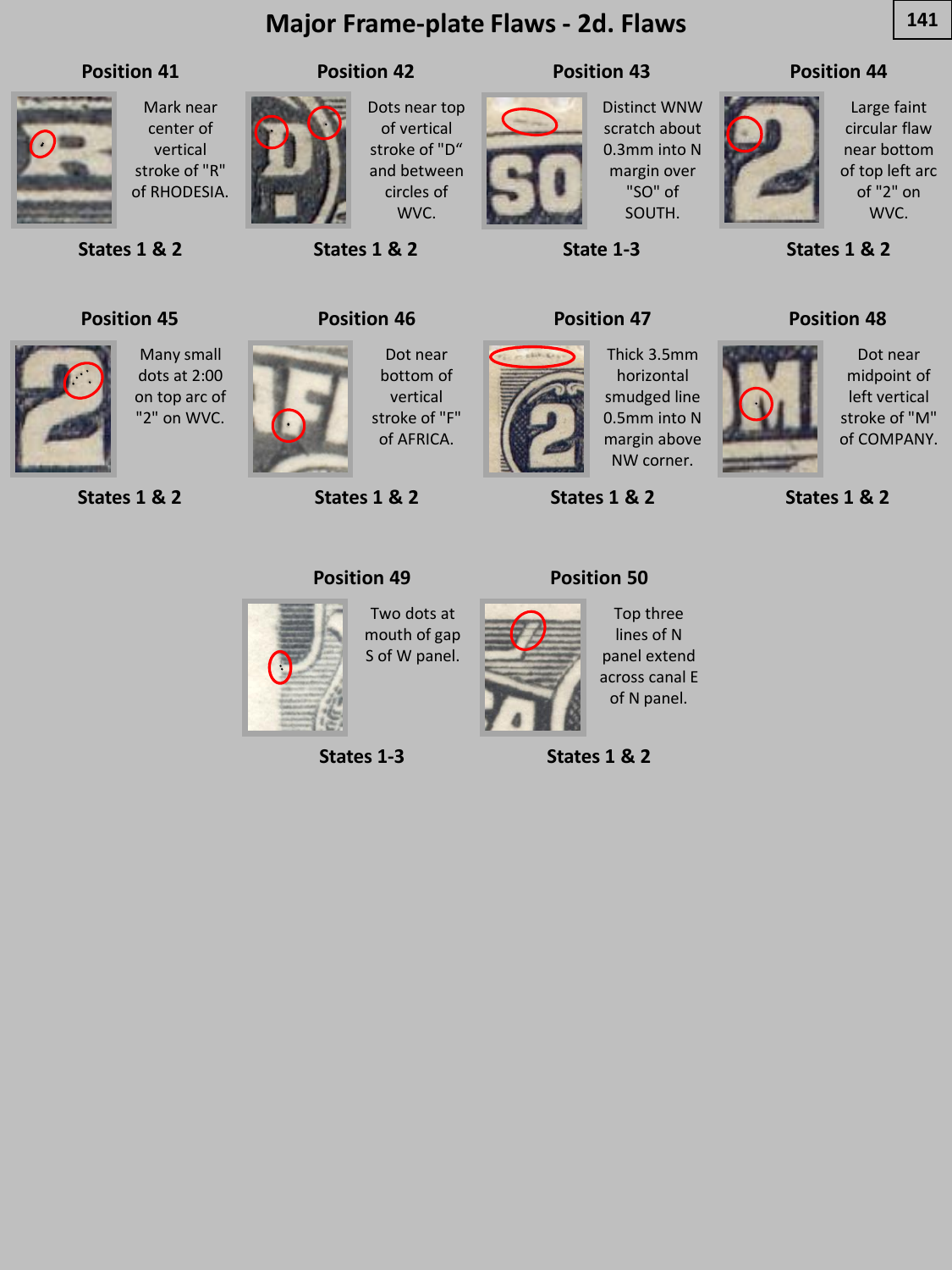# Major Frame-plate Flaws - 2d. Flaws

### Position 41

Mark near center of vertical stroke of "R" of RHODESIA.

**States 1 & 2**

### Position 42

Dots near top of vertical stroke of "D“ and between circles of WVC.

**States 1 & 2**

### Position 43

Distinct WNW scratch about 0.3mm into N margin over "SO" of SOUTH.

**State 1-3**

### Position 44

Large faint circular flaw near bottom of top left arc of "2" on WVC.

**States 1 & 2**

### Position 45

Many small dots at 2:00 on top arc of "2" on WVC.

**States 1 & 2**

### Position 46

Dot near bottom of vertical stroke of "F" of AFRICA.

**States 1 & 2**

### Position 47

Thick 3.5mm horizontal smudged line 0.5mm into N margin above NW corner.

**States 1 & 2**

### Position 48

Dot near midpoint of left vertical stroke of "M" of COMPANY.

**States 1 & 2**

### Position 49

Two dots at mouth of gap S of W panel.

**States 1-3**

### Position 50

Top three lines of N panel extend across canal E of N panel.

**States 1 & 2**